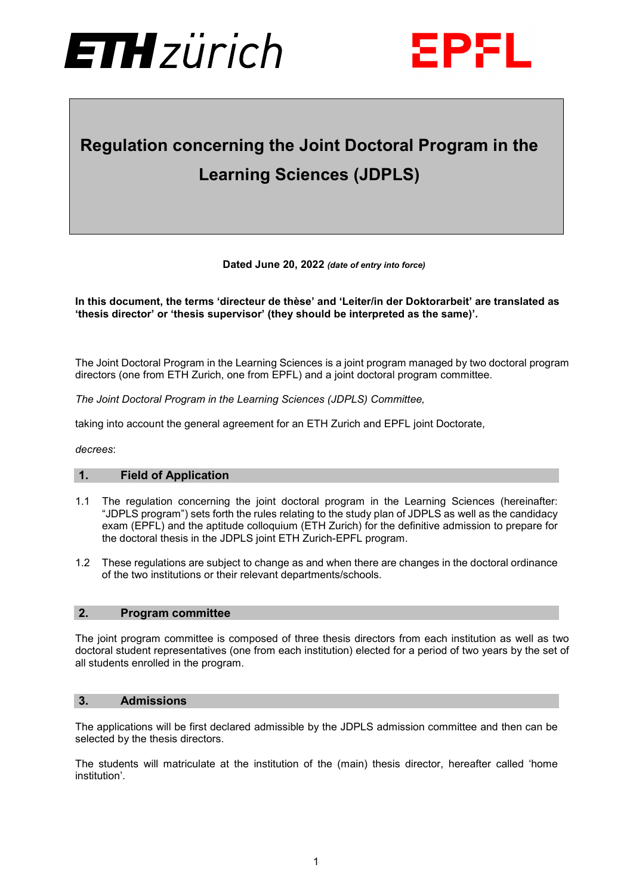# Regulation concerning the Joint Doctoral Program in the Learning Sciences (JDPLS)

**Dated June 20, 2022** ***(date of entry into force)***

**In this document, the terms 'directeur de thèse' and 'Leiter/in der Doktorarbeit' are translated as 'thesis director' or 'thesis supervisor' (they should be interpreted as the same)'.**

The Joint Doctoral Program in the Learning Sciences is a joint program managed by two doctoral program directors (one from ETH Zurich, one from EPFL) and a joint doctoral program committee.

*The Joint Doctoral Program in the Learning Sciences (JDPLS) Committee,*

taking into account the general agreement for an ETH Zurich and EPFL joint Doctorate,

*decrees*:

## 1. Field of Application

1.1 The regulation concerning the joint doctoral program in the Learning Sciences (hereinafter: "JDPLS program") sets forth the rules relating to the study plan of JDPLS as well as the candidacy exam (EPFL) and the aptitude colloquium (ETH Zurich) for the definitive admission to prepare for the doctoral thesis in the JDPLS joint ETH Zurich-EPFL program.

1.2 These regulations are subject to change as and when there are changes in the doctoral ordinance of the two institutions or their relevant departments/schools.

## 2. Program committee

The joint program committee is composed of three thesis directors from each institution as well as two doctoral student representatives (one from each institution) elected for a period of two years by the set of all students enrolled in the program.

## 3. Admissions

The applications will be first declared admissible by the JDPLS admission committee and then can be selected by the thesis directors.

The students will matriculate at the institution of the (main) thesis director, hereafter called 'home institution'.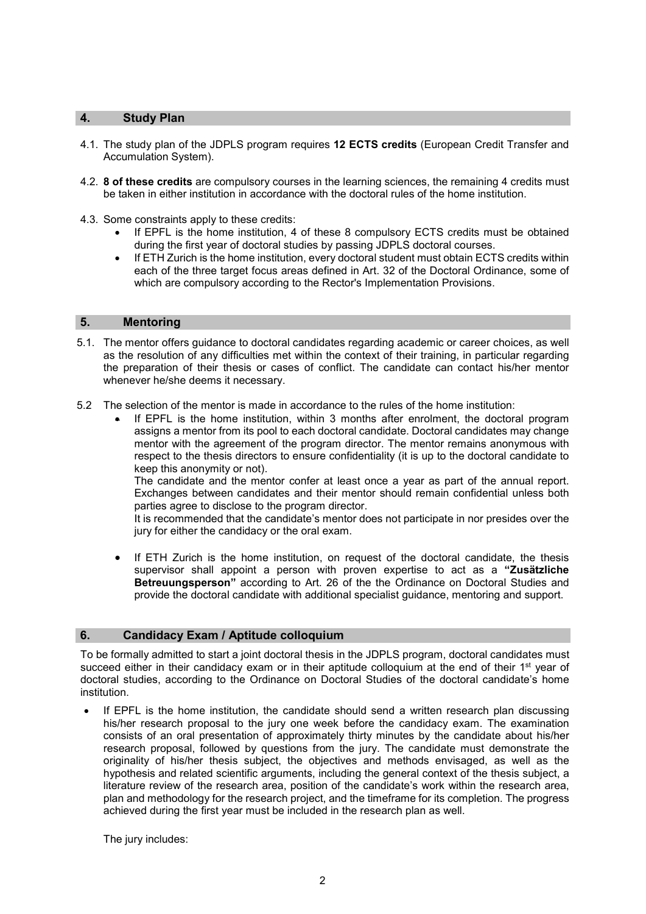## 4. Study Plan

4.1. The study plan of the JDPLS program requires **12 ECTS credits** (European Credit Transfer and Accumulation System).

4.2. **8 of these credits** are compulsory courses in the learning sciences, the remaining 4 credits must be taken in either institution in accordance with the doctoral rules of the home institution.

4.3. Some constraints apply to these credits:

- If EPFL is the home institution, 4 of these 8 compulsory ECTS credits must be obtained during the first year of doctoral studies by passing JDPLS doctoral courses.
- If ETH Zurich is the home institution, every doctoral student must obtain ECTS credits within each of the three target focus areas defined in Art. 32 of the Doctoral Ordinance, some of which are compulsory according to the Rector's Implementation Provisions.

## 5. Mentoring

5.1. The mentor offers guidance to doctoral candidates regarding academic or career choices, as well as the resolution of any difficulties met within the context of their training, in particular regarding the preparation of their thesis or cases of conflict. The candidate can contact his/her mentor whenever he/she deems it necessary.

5.2 The selection of the mentor is made in accordance to the rules of the home institution:

- If EPFL is the home institution, within 3 months after enrolment, the doctoral program assigns a mentor from its pool to each doctoral candidate. Doctoral candidates may change mentor with the agreement of the program director. The mentor remains anonymous with respect to the thesis directors to ensure confidentiality (it is up to the doctoral candidate to keep this anonymity or not).
  The candidate and the mentor confer at least once a year as part of the annual report. Exchanges between candidates and their mentor should remain confidential unless both parties agree to disclose to the program director.
  It is recommended that the candidate's mentor does not participate in nor presides over the jury for either the candidacy or the oral exam.

- If ETH Zurich is the home institution, on request of the doctoral candidate, the thesis supervisor shall appoint a person with proven expertise to act as a **"Zusätzliche Betreuungsperson"** according to Art. 26 of the the Ordinance on Doctoral Studies and provide the doctoral candidate with additional specialist guidance, mentoring and support.

## 6. Candidacy Exam / Aptitude colloquium

To be formally admitted to start a joint doctoral thesis in the JDPLS program, doctoral candidates must succeed either in their candidacy exam or in their aptitude colloquium at the end of their 1st year of doctoral studies, according to the Ordinance on Doctoral Studies of the doctoral candidate's home institution.

- If EPFL is the home institution, the candidate should send a written research plan discussing his/her research proposal to the jury one week before the candidacy exam. The examination consists of an oral presentation of approximately thirty minutes by the candidate about his/her research proposal, followed by questions from the jury. The candidate must demonstrate the originality of his/her thesis subject, the objectives and methods envisaged, as well as the hypothesis and related scientific arguments, including the general context of the thesis subject, a literature review of the research area, position of the candidate's work within the research area, plan and methodology for the research project, and the timeframe for its completion. The progress achieved during the first year must be included in the research plan as well.

  The jury includes: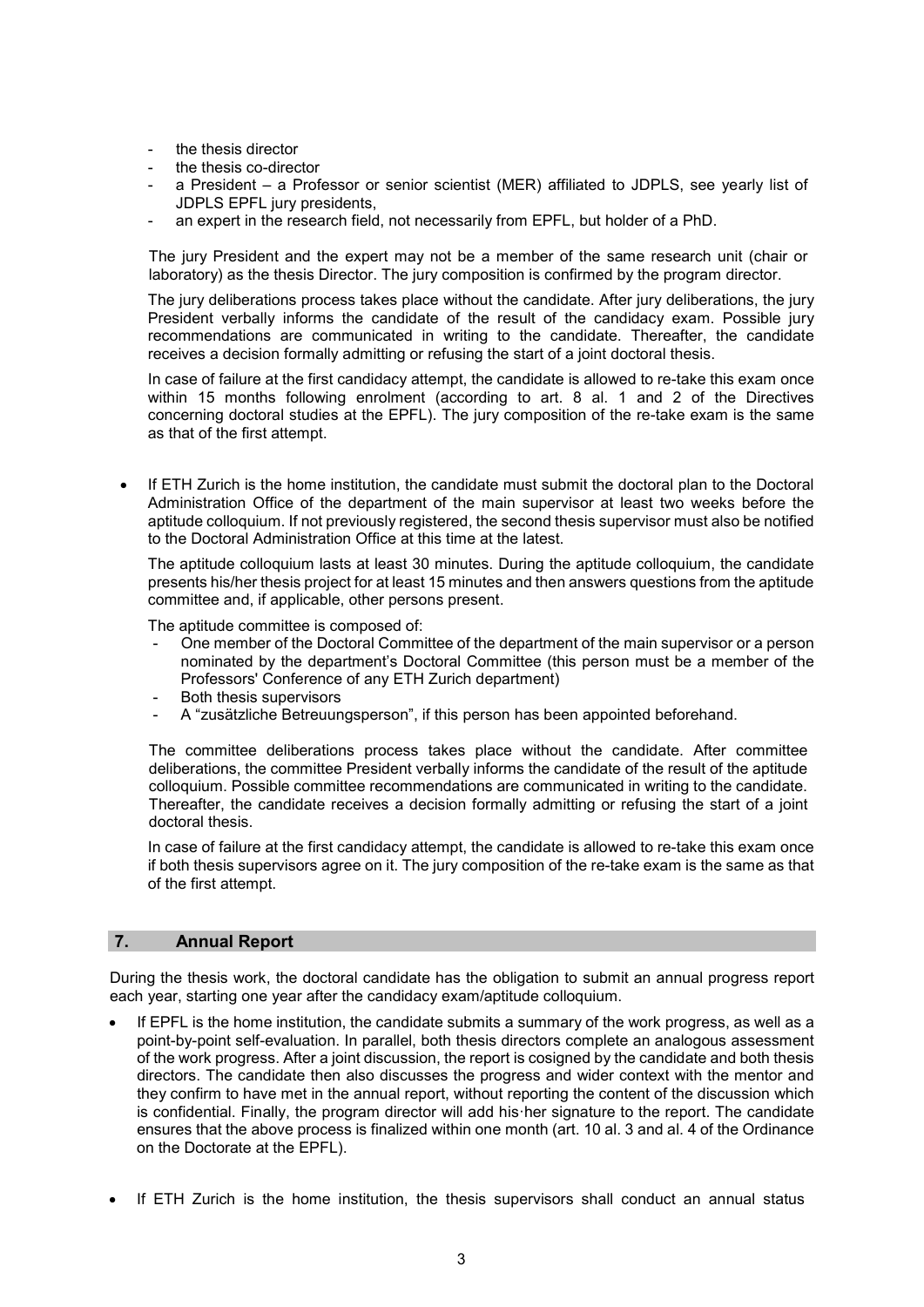- the thesis director
- the thesis co-director
- a President – a Professor or senior scientist (MER) affiliated to JDPLS, see yearly list of JDPLS EPFL jury presidents,
- an expert in the research field, not necessarily from EPFL, but holder of a PhD.

The jury President and the expert may not be a member of the same research unit (chair or laboratory) as the thesis Director. The jury composition is confirmed by the program director.

The jury deliberations process takes place without the candidate. After jury deliberations, the jury President verbally informs the candidate of the result of the candidacy exam. Possible jury recommendations are communicated in writing to the candidate. Thereafter, the candidate receives a decision formally admitting or refusing the start of a joint doctoral thesis.

In case of failure at the first candidacy attempt, the candidate is allowed to re-take this exam once within 15 months following enrolment (according to art. 8 al. 1 and 2 of the Directives concerning doctoral studies at the EPFL). The jury composition of the re-take exam is the same as that of the first attempt.

- If ETH Zurich is the home institution, the candidate must submit the doctoral plan to the Doctoral Administration Office of the department of the main supervisor at least two weeks before the aptitude colloquium. If not previously registered, the second thesis supervisor must also be notified to the Doctoral Administration Office at this time at the latest.

  The aptitude colloquium lasts at least 30 minutes. During the aptitude colloquium, the candidate presents his/her thesis project for at least 15 minutes and then answers questions from the aptitude committee and, if applicable, other persons present.

  The aptitude committee is composed of:
  - One member of the Doctoral Committee of the department of the main supervisor or a person nominated by the department's Doctoral Committee (this person must be a member of the Professors' Conference of any ETH Zurich department)
  - Both thesis supervisors
  - A "zusätzliche Betreuungsperson", if this person has been appointed beforehand.

  The committee deliberations process takes place without the candidate. After committee deliberations, the committee President verbally informs the candidate of the result of the aptitude colloquium. Possible committee recommendations are communicated in writing to the candidate. Thereafter, the candidate receives a decision formally admitting or refusing the start of a joint doctoral thesis.

  In case of failure at the first candidacy attempt, the candidate is allowed to re-take this exam once if both thesis supervisors agree on it. The jury composition of the re-take exam is the same as that of the first attempt.

## 7. Annual Report

During the thesis work, the doctoral candidate has the obligation to submit an annual progress report each year, starting one year after the candidacy exam/aptitude colloquium.

- If EPFL is the home institution, the candidate submits a summary of the work progress, as well as a point-by-point self-evaluation. In parallel, both thesis directors complete an analogous assessment of the work progress. After a joint discussion, the report is cosigned by the candidate and both thesis directors. The candidate then also discusses the progress and wider context with the mentor and they confirm to have met in the annual report, without reporting the content of the discussion which is confidential. Finally, the program director will add his·her signature to the report. The candidate ensures that the above process is finalized within one month (art. 10 al. 3 and al. 4 of the Ordinance on the Doctorate at the EPFL).

- If ETH Zurich is the home institution, the thesis supervisors shall conduct an annual status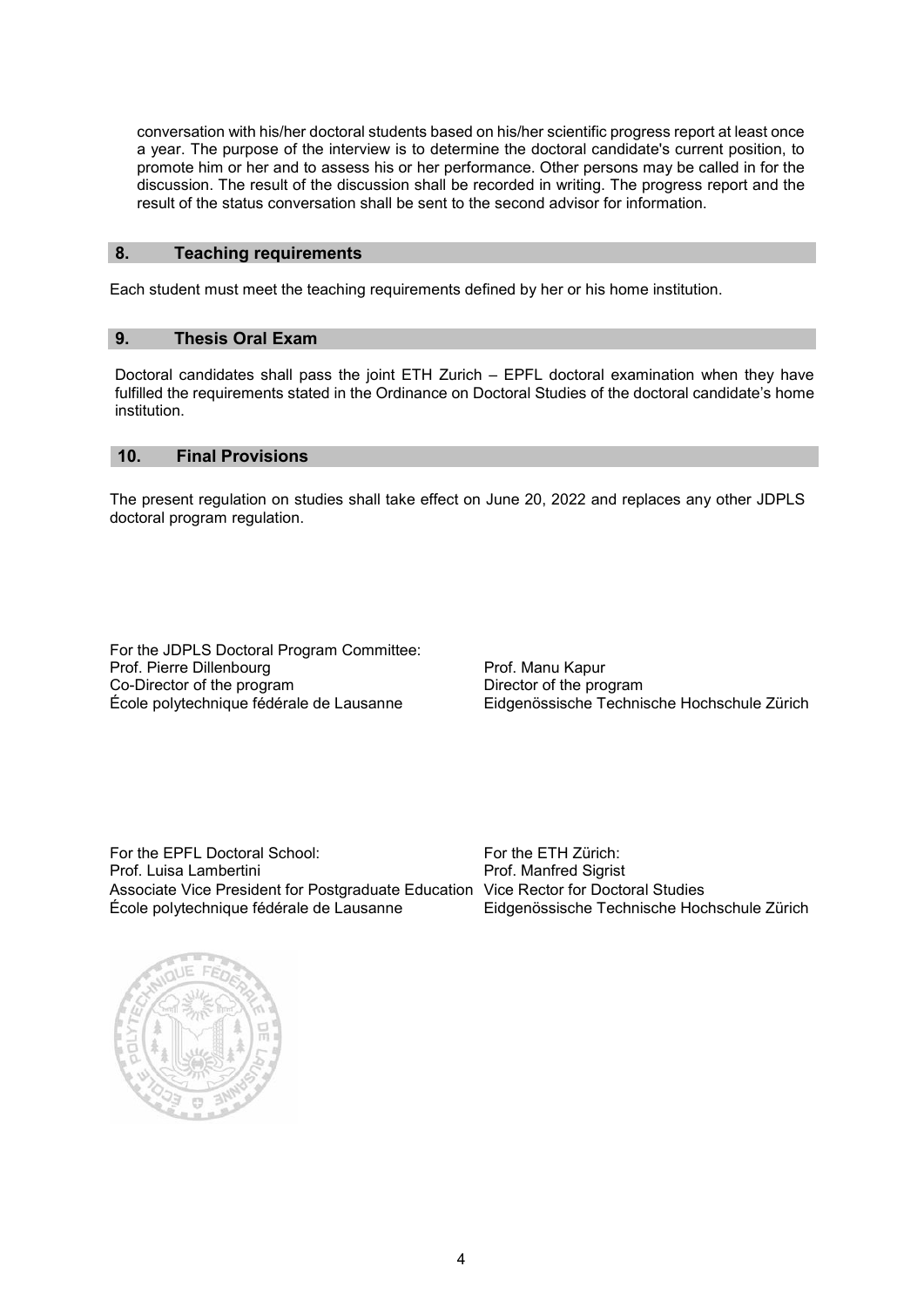conversation with his/her doctoral students based on his/her scientific progress report at least once a year. The purpose of the interview is to determine the doctoral candidate's current position, to promote him or her and to assess his or her performance. Other persons may be called in for the discussion. The result of the discussion shall be recorded in writing. The progress report and the result of the status conversation shall be sent to the second advisor for information.

## 8. Teaching requirements

Each student must meet the teaching requirements defined by her or his home institution.

## 9. Thesis Oral Exam

Doctoral candidates shall pass the joint ETH Zurich – EPFL doctoral examination when they have fulfilled the requirements stated in the Ordinance on Doctoral Studies of the doctoral candidate's home institution.

## 10. Final Provisions

The present regulation on studies shall take effect on June 20, 2022 and replaces any other JDPLS doctoral program regulation.

For the JDPLS Doctoral Program Committee:
Prof. Pierre Dillenbourg
Co-Director of the program
École polytechnique fédérale de Lausanne

Prof. Manu Kapur
Director of the program
Eidgenössische Technische Hochschule Zürich

For the EPFL Doctoral School:
Prof. Luisa Lambertini
Associate Vice President for Postgraduate Education
École polytechnique fédérale de Lausanne

For the ETH Zürich:
Prof. Manfred Sigrist
Vice Rector for Doctoral Studies
Eidgenössische Technische Hochschule Zürich